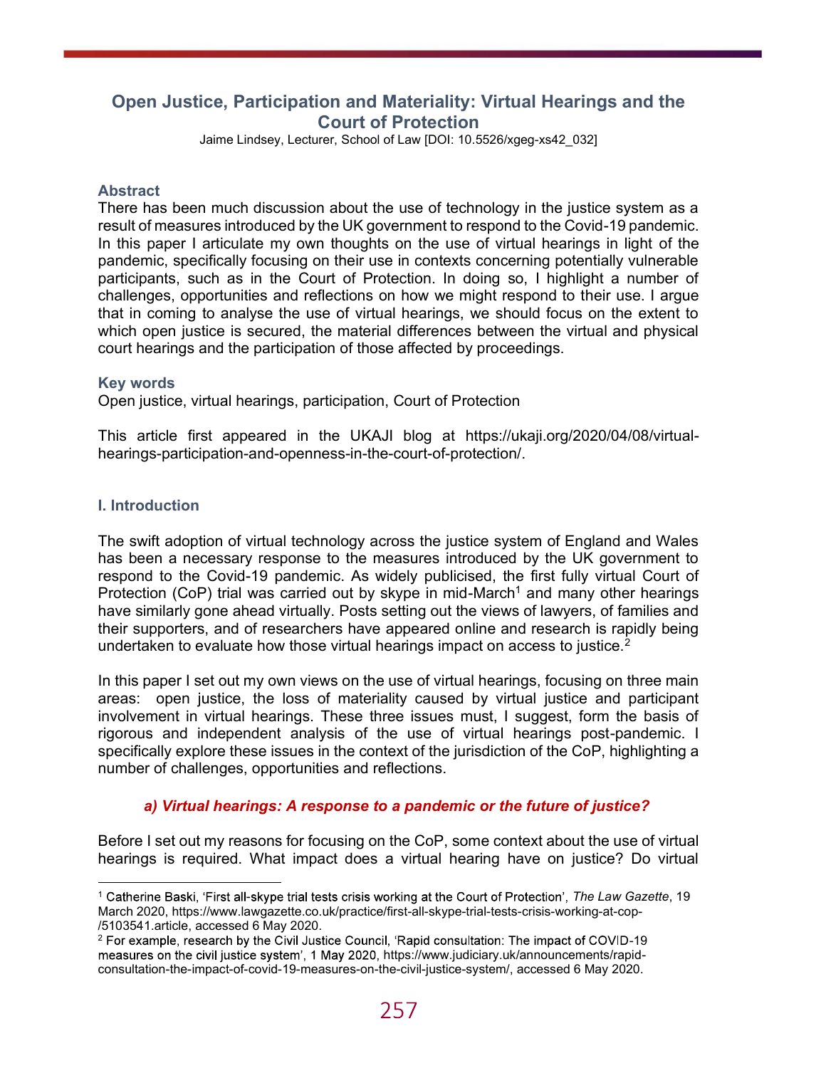# Open Justice, Participation and Materiality: Virtual Hearings and the Court of Protection

Jaime Lindsey, Lecturer, School of Law [DOI: 10.5526/xgeg-xs42_032]

### Abstract

There has been much discussion about the use of technology in the justice system as a result of measures introduced by the UK government to respond to the Covid-19 pandemic. In this paper I articulate my own thoughts on the use of virtual hearings in light of the pandemic, specifically focusing on their use in contexts concerning potentially vulnerable participants, such as in the Court of Protection. In doing so, I highlight a number of challenges, opportunities and reflections on how we might respond to their use. I argue that in coming to analyse the use of virtual hearings, we should focus on the extent to which open justice is secured, the material differences between the virtual and physical court hearings and the participation of those affected by proceedings.

### Key words

Open justice, virtual hearings, participation, Court of Protection

This article first appeared in the UKAJI blog at https://ukaji.org/2020/04/08/virtual-hearings-participation-and-openness-in-the-court-of-protection/.

## I. Introduction

The swift adoption of virtual technology across the justice system of England and Wales has been a necessary response to the measures introduced by the UK government to respond to the Covid-19 pandemic. As widely publicised, the first fully virtual Court of Protection (CoP) trial was carried out by skype in mid-March[1] and many other hearings have similarly gone ahead virtually. Posts setting out the views of lawyers, of families and their supporters, and of researchers have appeared online and research is rapidly being undertaken to evaluate how those virtual hearings impact on access to justice.[2]

In this paper I set out my own views on the use of virtual hearings, focusing on three main areas: open justice, the loss of materiality caused by virtual justice and participant involvement in virtual hearings. These three issues must, I suggest, form the basis of rigorous and independent analysis of the use of virtual hearings post-pandemic. I specifically explore these issues in the context of the jurisdiction of the CoP, highlighting a number of challenges, opportunities and reflections.

### *a) Virtual hearings: A response to a pandemic or the future of justice?*

Before I set out my reasons for focusing on the CoP, some context about the use of virtual hearings is required. What impact does a virtual hearing have on justice? Do virtual

---

[1] Catherine Baski, 'First all-skype trial tests crisis working at the Court of Protection', *The Law Gazette*, 19 March 2020, https://www.lawgazette.co.uk/practice/first-all-skype-trial-tests-crisis-working-at-cop-/5103541.article, accessed 6 May 2020.

[2] For example, research by the Civil Justice Council, 'Rapid consultation: The impact of COVID-19 measures on the civil justice system', 1 May 2020, https://www.judiciary.uk/announcements/rapid-consultation-the-impact-of-covid-19-measures-on-the-civil-justice-system/, accessed 6 May 2020.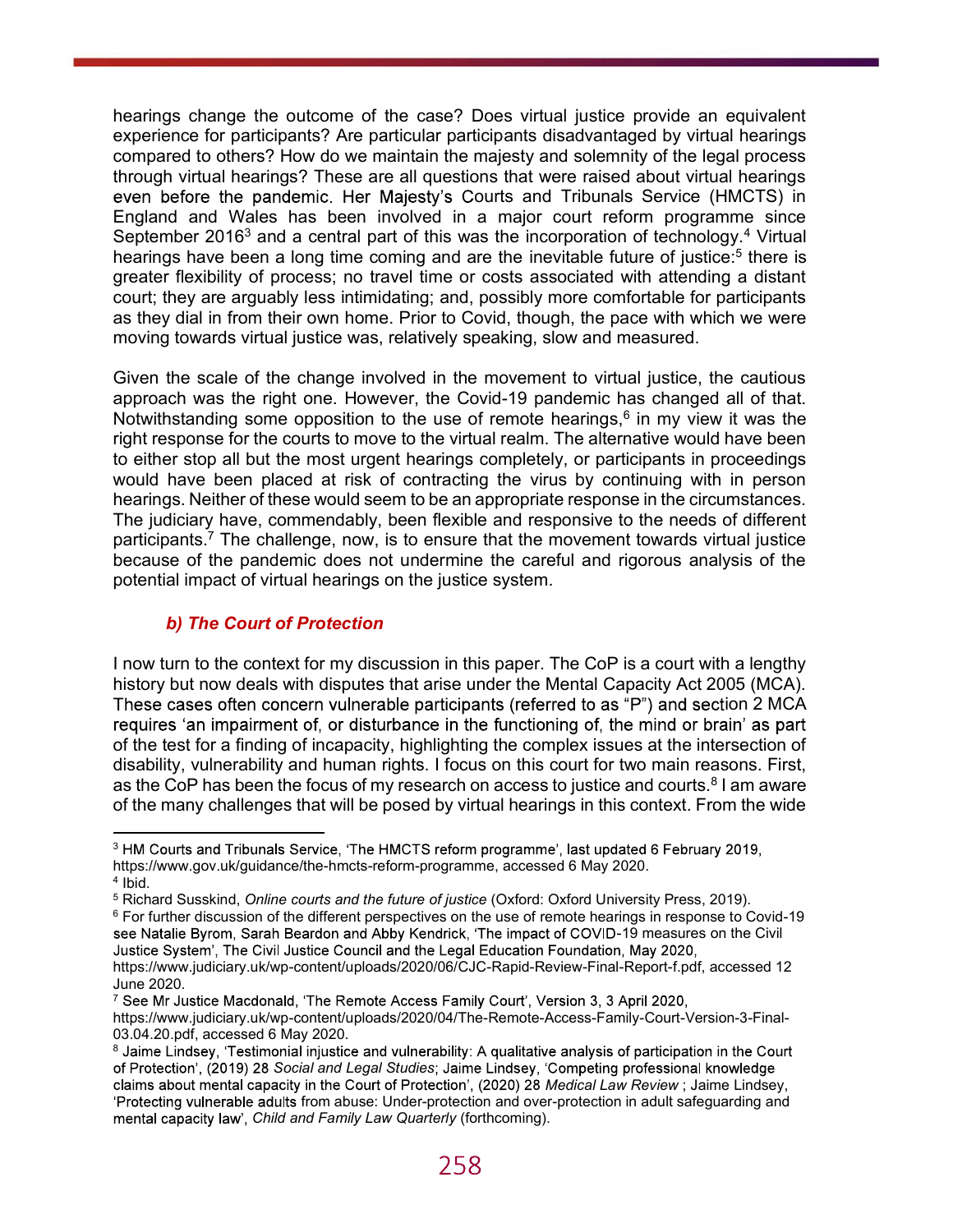hearings change the outcome of the case? Does virtual justice provide an equivalent experience for participants? Are particular participants disadvantaged by virtual hearings compared to others? How do we maintain the majesty and solemnity of the legal process through virtual hearings? These are all questions that were raised about virtual hearings even before the pandemic. Her Majesty's Courts and Tribunals Service (HMCTS) in England and Wales has been involved in a major court reform programme since September 2016[3] and a central part of this was the incorporation of technology.[4] Virtual hearings have been a long time coming and are the inevitable future of justice:[5] there is greater flexibility of process; no travel time or costs associated with attending a distant court; they are arguably less intimidating; and, possibly more comfortable for participants as they dial in from their own home. Prior to Covid, though, the pace with which we were moving towards virtual justice was, relatively speaking, slow and measured.

Given the scale of the change involved in the movement to virtual justice, the cautious approach was the right one. However, the Covid-19 pandemic has changed all of that. Notwithstanding some opposition to the use of remote hearings,[6] in my view it was the right response for the courts to move to the virtual realm. The alternative would have been to either stop all but the most urgent hearings completely, or participants in proceedings would have been placed at risk of contracting the virus by continuing with in person hearings. Neither of these would seem to be an appropriate response in the circumstances. The judiciary have, commendably, been flexible and responsive to the needs of different participants.[7] The challenge, now, is to ensure that the movement towards virtual justice because of the pandemic does not undermine the careful and rigorous analysis of the potential impact of virtual hearings on the justice system.

### *b) The Court of Protection*

I now turn to the context for my discussion in this paper. The CoP is a court with a lengthy history but now deals with disputes that arise under the Mental Capacity Act 2005 (MCA). These cases often concern vulnerable participants (referred to as "P") and section 2 MCA requires 'an impairment of, or disturbance in the functioning of, the mind or brain' as part of the test for a finding of incapacity, highlighting the complex issues at the intersection of disability, vulnerability and human rights. I focus on this court for two main reasons. First, as the CoP has been the focus of my research on access to justice and courts.[8] I am aware of the many challenges that will be posed by virtual hearings in this context. From the wide

---

[3] HM Courts and Tribunals Service, 'The HMCTS reform programme', last updated 6 February 2019, https://www.gov.uk/guidance/the-hmcts-reform-programme, accessed 6 May 2020.

[4] Ibid.

[5] Richard Susskind, *Online courts and the future of justice* (Oxford: Oxford University Press, 2019).

[6] For further discussion of the different perspectives on the use of remote hearings in response to Covid-19 see Natalie Byrom, Sarah Beardon and Abby Kendrick, 'The impact of COVID-19 measures on the Civil Justice System', The Civil Justice Council and the Legal Education Foundation, May 2020, https://www.judiciary.uk/wp-content/uploads/2020/06/CJC-Rapid-Review-Final-Report-f.pdf, accessed 12 June 2020.

[7] See Mr Justice Macdonald, 'The Remote Access Family Court', Version 3, 3 April 2020, https://www.judiciary.uk/wp-content/uploads/2020/04/The-Remote-Access-Family-Court-Version-3-Final-03.04.20.pdf, accessed 6 May 2020.

[8] Jaime Lindsey, 'Testimonial injustice and vulnerability: A qualitative analysis of participation in the Court of Protection', (2019) 28 *Social and Legal Studies*; Jaime Lindsey, 'Competing professional knowledge claims about mental capacity in the Court of Protection', (2020) 28 *Medical Law Review* ; Jaime Lindsey, 'Protecting vulnerable adults from abuse: Under-protection and over-protection in adult safeguarding and mental capacity law', *Child and Family Law Quarterly* (forthcoming).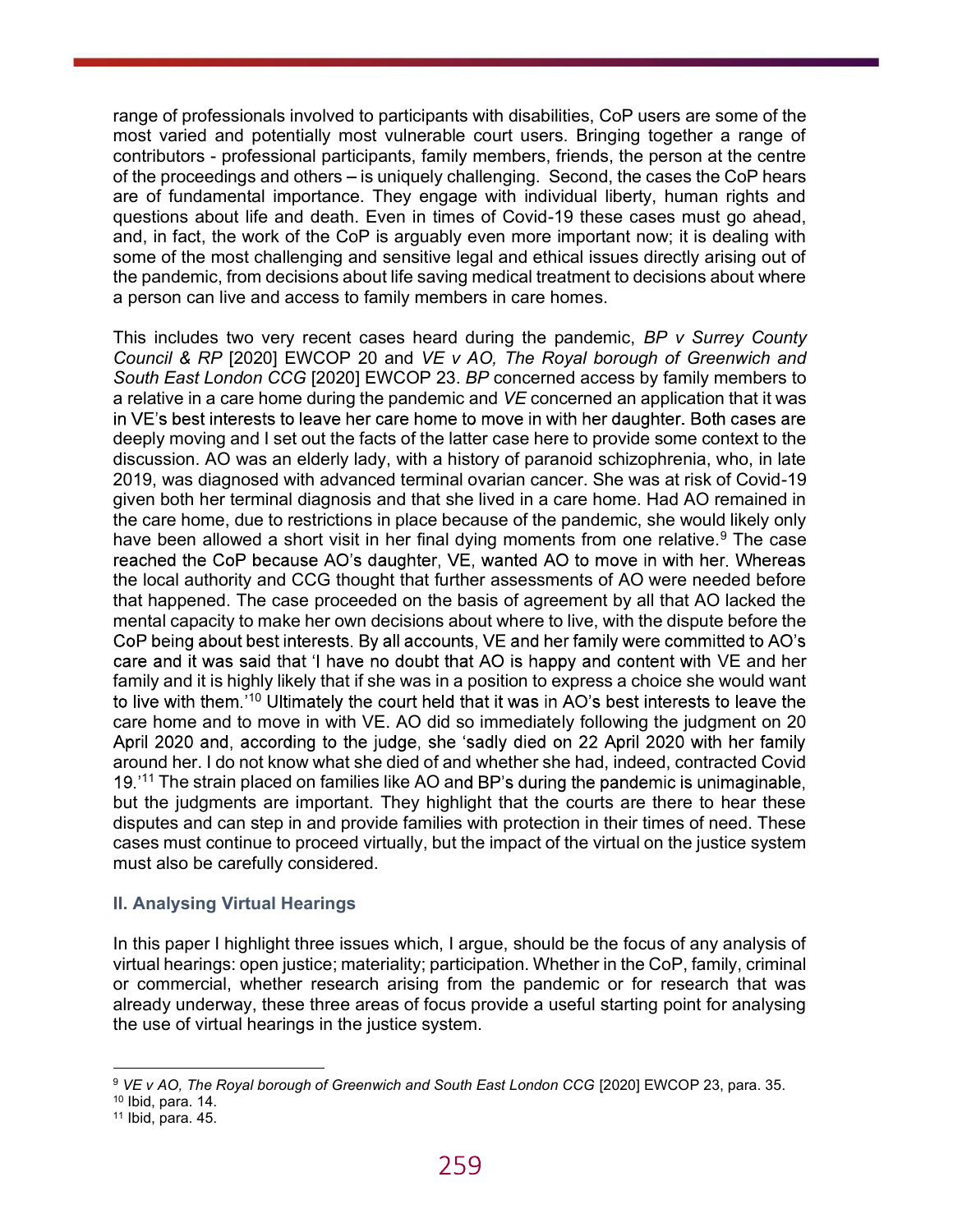range of professionals involved to participants with disabilities, CoP users are some of the most varied and potentially most vulnerable court users. Bringing together a range of contributors - professional participants, family members, friends, the person at the centre of the proceedings and others – is uniquely challenging. Second, the cases the CoP hears are of fundamental importance. They engage with individual liberty, human rights and questions about life and death. Even in times of Covid-19 these cases must go ahead, and, in fact, the work of the CoP is arguably even more important now; it is dealing with some of the most challenging and sensitive legal and ethical issues directly arising out of the pandemic, from decisions about life saving medical treatment to decisions about where a person can live and access to family members in care homes.

This includes two very recent cases heard during the pandemic, *BP v Surrey County Council & RP* [2020] EWCOP 20 and *VE v AO, The Royal borough of Greenwich and South East London CCG* [2020] EWCOP 23. *BP* concerned access by family members to a relative in a care home during the pandemic and *VE* concerned an application that it was in VE's best interests to leave her care home to move in with her daughter. Both cases are deeply moving and I set out the facts of the latter case here to provide some context to the discussion. AO was an elderly lady, with a history of paranoid schizophrenia, who, in late 2019, was diagnosed with advanced terminal ovarian cancer. She was at risk of Covid-19 given both her terminal diagnosis and that she lived in a care home. Had AO remained in the care home, due to restrictions in place because of the pandemic, she would likely only have been allowed a short visit in her final dying moments from one relative.[9] The case reached the CoP because AO's daughter, VE, wanted AO to move in with her. Whereas the local authority and CCG thought that further assessments of AO were needed before that happened. The case proceeded on the basis of agreement by all that AO lacked the mental capacity to make her own decisions about where to live, with the dispute before the CoP being about best interests. By all accounts, VE and her family were committed to AO's care and it was said that 'I have no doubt that AO is happy and content with VE and her family and it is highly likely that if she was in a position to express a choice she would want to live with them.'[10] Ultimately the court held that it was in AO's best interests to leave the care home and to move in with VE. AO did so immediately following the judgment on 20 April 2020 and, according to the judge, she 'sadly died on 22 April 2020 with her family around her. I do not know what she died of and whether she had, indeed, contracted Covid 19.'[11] The strain placed on families like AO and BP's during the pandemic is unimaginable, but the judgments are important. They highlight that the courts are there to hear these disputes and can step in and provide families with protection in their times of need. These cases must continue to proceed virtually, but the impact of the virtual on the justice system must also be carefully considered.

### II. Analysing Virtual Hearings

In this paper I highlight three issues which, I argue, should be the focus of any analysis of virtual hearings: open justice; materiality; participation. Whether in the CoP, family, criminal or commercial, whether research arising from the pandemic or for research that was already underway, these three areas of focus provide a useful starting point for analysing the use of virtual hearings in the justice system.

---

[9] *VE v AO, The Royal borough of Greenwich and South East London CCG* [2020] EWCOP 23, para. 35.

[10] Ibid, para. 14.

[11] Ibid, para. 45.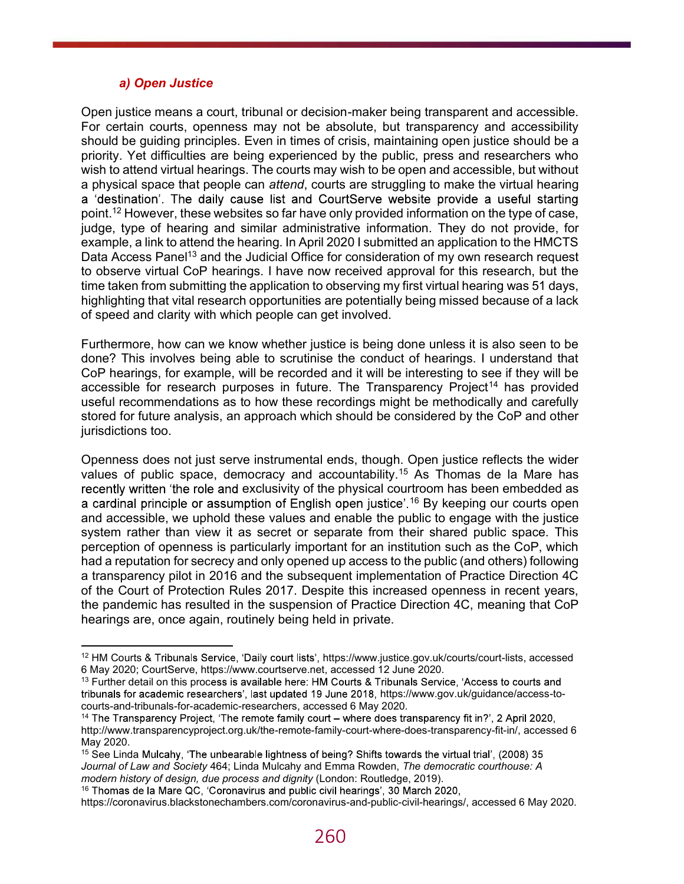### *a) Open Justice*

Open justice means a court, tribunal or decision-maker being transparent and accessible. For certain courts, openness may not be absolute, but transparency and accessibility should be guiding principles. Even in times of crisis, maintaining open justice should be a priority. Yet difficulties are being experienced by the public, press and researchers who wish to attend virtual hearings. The courts may wish to be open and accessible, but without a physical space that people can *attend*, courts are struggling to make the virtual hearing a 'destination'. The daily cause list and CourtServe website provide a useful starting point.[12] However, these websites so far have only provided information on the type of case, judge, type of hearing and similar administrative information. They do not provide, for example, a link to attend the hearing. In April 2020 I submitted an application to the HMCTS Data Access Panel[13] and the Judicial Office for consideration of my own research request to observe virtual CoP hearings. I have now received approval for this research, but the time taken from submitting the application to observing my first virtual hearing was 51 days, highlighting that vital research opportunities are potentially being missed because of a lack of speed and clarity with which people can get involved.

Furthermore, how can we know whether justice is being done unless it is also seen to be done? This involves being able to scrutinise the conduct of hearings. I understand that CoP hearings, for example, will be recorded and it will be interesting to see if they will be accessible for research purposes in future. The Transparency Project[14] has provided useful recommendations as to how these recordings might be methodically and carefully stored for future analysis, an approach which should be considered by the CoP and other jurisdictions too.

Openness does not just serve instrumental ends, though. Open justice reflects the wider values of public space, democracy and accountability.[15] As Thomas de la Mare has recently written 'the role and exclusivity of the physical courtroom has been embedded as a cardinal principle or assumption of English open justice'.[16] By keeping our courts open and accessible, we uphold these values and enable the public to engage with the justice system rather than view it as secret or separate from their shared public space. This perception of openness is particularly important for an institution such as the CoP, which had a reputation for secrecy and only opened up access to the public (and others) following a transparency pilot in 2016 and the subsequent implementation of Practice Direction 4C of the Court of Protection Rules 2017. Despite this increased openness in recent years, the pandemic has resulted in the suspension of Practice Direction 4C, meaning that CoP hearings are, once again, routinely being held in private.

---

[12] HM Courts & Tribunals Service, 'Daily court lists', https://www.justice.gov.uk/courts/court-lists, accessed 6 May 2020; CourtServe, https://www.courtserve.net, accessed 12 June 2020.

[13] Further detail on this process is available here: HM Courts & Tribunals Service, 'Access to courts and tribunals for academic researchers', last updated 19 June 2018, https://www.gov.uk/guidance/access-to-courts-and-tribunals-for-academic-researchers, accessed 6 May 2020.

[14] The Transparency Project, 'The remote family court – where does transparency fit in?', 2 April 2020, http://www.transparencyproject.org.uk/the-remote-family-court-where-does-transparency-fit-in/, accessed 6 May 2020.

[15] See Linda Mulcahy, 'The unbearable lightness of being? Shifts towards the virtual trial', (2008) 35 *Journal of Law and Society* 464; Linda Mulcahy and Emma Rowden, *The democratic courthouse: A modern history of design, due process and dignity* (London: Routledge, 2019).

[16] Thomas de la Mare QC, 'Coronavirus and public civil hearings', 30 March 2020, https://coronavirus.blackstonechambers.com/coronavirus-and-public-civil-hearings/, accessed 6 May 2020.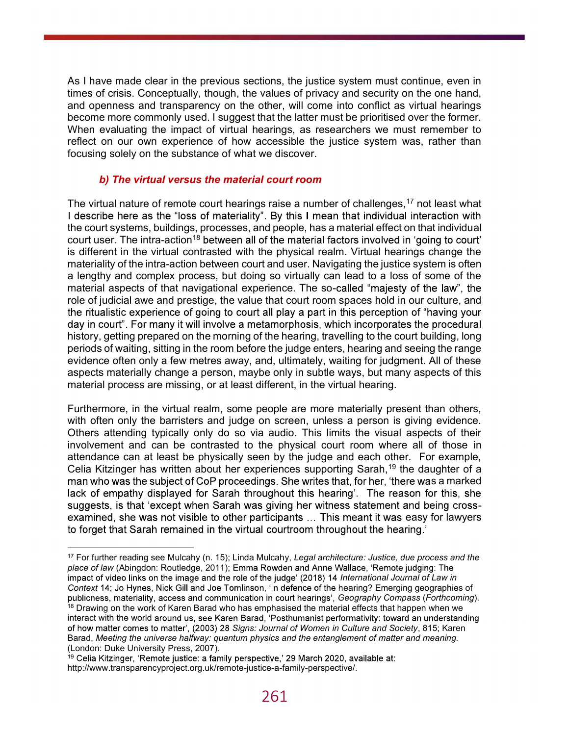As I have made clear in the previous sections, the justice system must continue, even in times of crisis. Conceptually, though, the values of privacy and security on the one hand, and openness and transparency on the other, will come into conflict as virtual hearings become more commonly used. I suggest that the latter must be prioritised over the former. When evaluating the impact of virtual hearings, as researchers we must remember to reflect on our own experience of how accessible the justice system was, rather than focusing solely on the substance of what we discover.

### *b) The virtual versus the material court room*

The virtual nature of remote court hearings raise a number of challenges,[17] not least what I describe here as the "loss of materiality". By this I mean that individual interaction with the court systems, buildings, processes, and people, has a material effect on that individual court user. The intra-action[18] between all of the material factors involved in 'going to court' is different in the virtual contrasted with the physical realm. Virtual hearings change the materiality of the intra-action between court and user. Navigating the justice system is often a lengthy and complex process, but doing so virtually can lead to a loss of some of the material aspects of that navigational experience. The so-called "majesty of the law", the role of judicial awe and prestige, the value that court room spaces hold in our culture, and the ritualistic experience of going to court all play a part in this perception of "having your day in court". For many it will involve a metamorphosis, which incorporates the procedural history, getting prepared on the morning of the hearing, travelling to the court building, long periods of waiting, sitting in the room before the judge enters, hearing and seeing the range evidence often only a few metres away, and, ultimately, waiting for judgment. All of these aspects materially change a person, maybe only in subtle ways, but many aspects of this material process are missing, or at least different, in the virtual hearing.

Furthermore, in the virtual realm, some people are more materially present than others, with often only the barristers and judge on screen, unless a person is giving evidence. Others attending typically only do so via audio. This limits the visual aspects of their involvement and can be contrasted to the physical court room where all of those in attendance can at least be physically seen by the judge and each other. For example, Celia Kitzinger has written about her experiences supporting Sarah,[19] the daughter of a man who was the subject of CoP proceedings. She writes that, for her, 'there was a marked lack of empathy displayed for Sarah throughout this hearing'. The reason for this, she suggests, is that 'except when Sarah was giving her witness statement and being cross-examined, she was not visible to other participants … This meant it was easy for lawyers to forget that Sarah remained in the virtual courtroom throughout the hearing.'

---

[17] For further reading see Mulcahy (n. 15); Linda Mulcahy, *Legal architecture: Justice, due process and the place of law* (Abingdon: Routledge, 2011); Emma Rowden and Anne Wallace, 'Remote judging: The impact of video links on the image and the role of the judge' (2018) 14 *International Journal of Law in Context* 14; Jo Hynes, Nick Gill and Joe Tomlinson, 'In defence of the hearing? Emerging geographies of publicness, materiality, access and communication in court hearings', *Geography Compass* (*Forthcoming*).

[18] Drawing on the work of Karen Barad who has emphasised the material effects that happen when we interact with the world around us, see Karen Barad, 'Posthumanist performativity: toward an understanding of how matter comes to matter', (2003) 28 *Signs: Journal of Women in Culture and Society*, 815; Karen Barad, *Meeting the universe halfway: quantum physics and the entanglement of matter and meaning.* (London: Duke University Press, 2007).

[19] Celia Kitzinger, 'Remote justice: a family perspective,' 29 March 2020, available at: http://www.transparencyproject.org.uk/remote-justice-a-family-perspective/.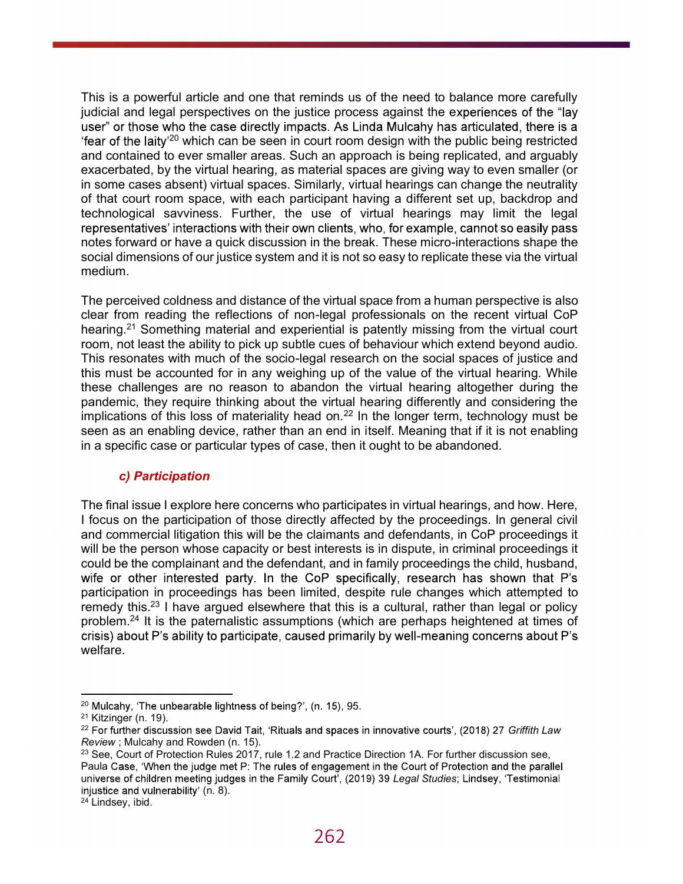This is a powerful article and one that reminds us of the need to balance more carefully judicial and legal perspectives on the justice process against the experiences of the "lay user" or those who the case directly impacts. As Linda Mulcahy has articulated, there is a 'fear of the laity'[20] which can be seen in court room design with the public being restricted and contained to ever smaller areas. Such an approach is being replicated, and arguably exacerbated, by the virtual hearing, as material spaces are giving way to even smaller (or in some cases absent) virtual spaces. Similarly, virtual hearings can change the neutrality of that court room space, with each participant having a different set up, backdrop and technological savviness. Further, the use of virtual hearings may limit the legal representatives' interactions with their own clients, who, for example, cannot so easily pass notes forward or have a quick discussion in the break. These micro-interactions shape the social dimensions of our justice system and it is not so easy to replicate these via the virtual medium.

The perceived coldness and distance of the virtual space from a human perspective is also clear from reading the reflections of non-legal professionals on the recent virtual CoP hearing.[21] Something material and experiential is patently missing from the virtual court room, not least the ability to pick up subtle cues of behaviour which extend beyond audio. This resonates with much of the socio-legal research on the social spaces of justice and this must be accounted for in any weighing up of the value of the virtual hearing. While these challenges are no reason to abandon the virtual hearing altogether during the pandemic, they require thinking about the virtual hearing differently and considering the implications of this loss of materiality head on.[22] In the longer term, technology must be seen as an enabling device, rather than an end in itself. Meaning that if it is not enabling in a specific case or particular types of case, then it ought to be abandoned.

### *c) Participation*

The final issue I explore here concerns who participates in virtual hearings, and how. Here, I focus on the participation of those directly affected by the proceedings. In general civil and commercial litigation this will be the claimants and defendants, in CoP proceedings it will be the person whose capacity or best interests is in dispute, in criminal proceedings it could be the complainant and the defendant, and in family proceedings the child, husband, wife or other interested party. In the CoP specifically, research has shown that P's participation in proceedings has been limited, despite rule changes which attempted to remedy this.[23] I have argued elsewhere that this is a cultural, rather than legal or policy problem.[24] It is the paternalistic assumptions (which are perhaps heightened at times of crisis) about P's ability to participate, caused primarily by well-meaning concerns about P's welfare.

---

[20] Mulcahy, 'The unbearable lightness of being?', (n. 15), 95.

[21] Kitzinger (n. 19).

[22] For further discussion see David Tait, 'Rituals and spaces in innovative courts', (2018) 27 *Griffith Law Review* ; Mulcahy and Rowden (n. 15).

[23] See, Court of Protection Rules 2017, rule 1.2 and Practice Direction 1A. For further discussion see, Paula Case, 'When the judge met P: The rules of engagement in the Court of Protection and the parallel universe of children meeting judges in the Family Court', (2019) 39 *Legal Studies*; Lindsey, 'Testimonial injustice and vulnerability' (n. 8).

[24] Lindsey, ibid.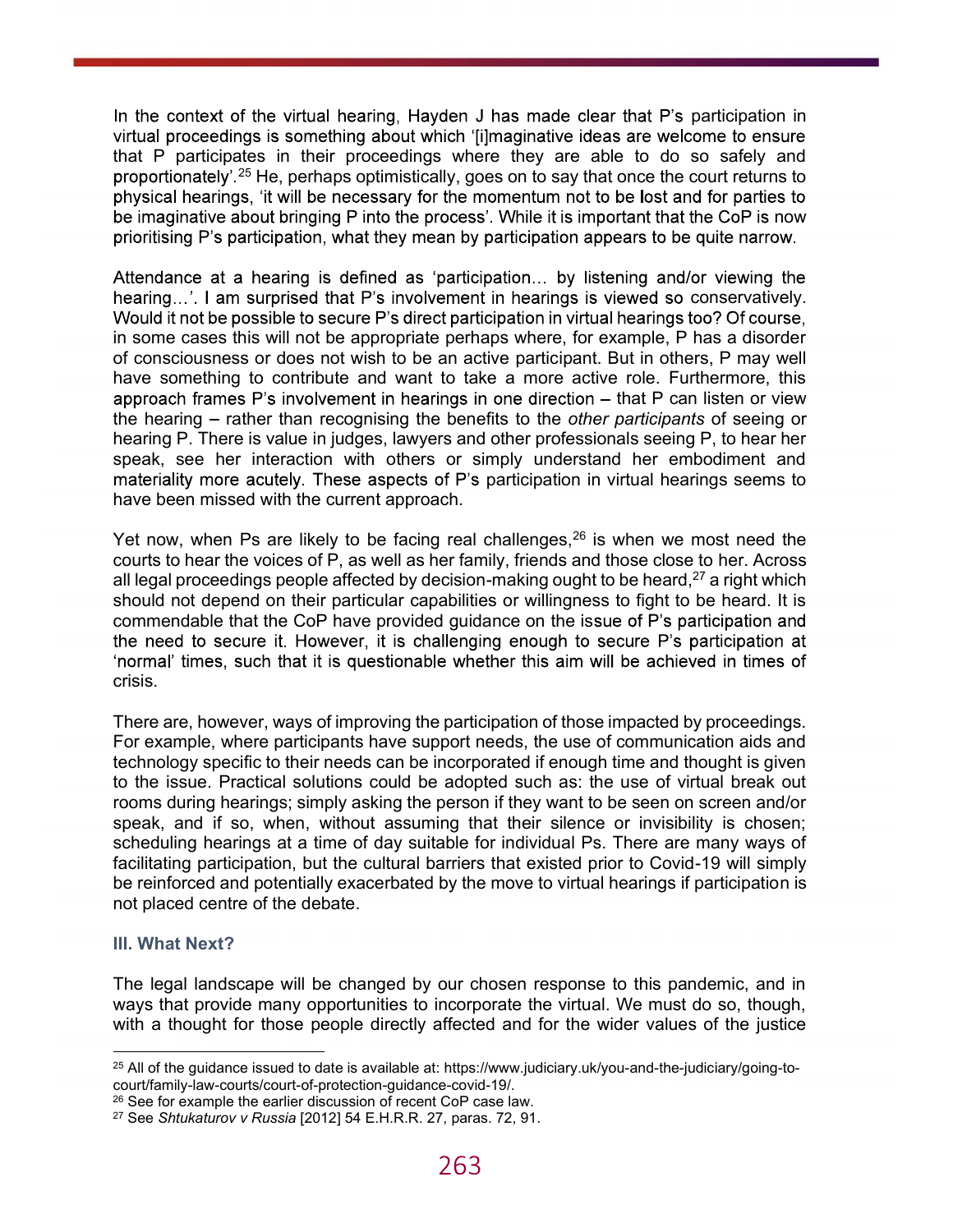In the context of the virtual hearing, Hayden J has made clear that P's participation in virtual proceedings is something about which '[i]maginative ideas are welcome to ensure that P participates in their proceedings where they are able to do so safely and proportionately'.[25] He, perhaps optimistically, goes on to say that once the court returns to physical hearings, 'it will be necessary for the momentum not to be lost and for parties to be imaginative about bringing P into the process'. While it is important that the CoP is now prioritising P's participation, what they mean by participation appears to be quite narrow.

Attendance at a hearing is defined as 'participation… by listening and/or viewing the hearing…'. I am surprised that P's involvement in hearings is viewed so conservatively. Would it not be possible to secure P's direct participation in virtual hearings too? Of course, in some cases this will not be appropriate perhaps where, for example, P has a disorder of consciousness or does not wish to be an active participant. But in others, P may well have something to contribute and want to take a more active role. Furthermore, this approach frames P's involvement in hearings in one direction – that P can listen or view the hearing – rather than recognising the benefits to the *other participants* of seeing or hearing P. There is value in judges, lawyers and other professionals seeing P, to hear her speak, see her interaction with others or simply understand her embodiment and materiality more acutely. These aspects of P's participation in virtual hearings seems to have been missed with the current approach.

Yet now, when Ps are likely to be facing real challenges,[26] is when we most need the courts to hear the voices of P, as well as her family, friends and those close to her. Across all legal proceedings people affected by decision-making ought to be heard,[27] a right which should not depend on their particular capabilities or willingness to fight to be heard. It is commendable that the CoP have provided guidance on the issue of P's participation and the need to secure it. However, it is challenging enough to secure P's participation at 'normal' times, such that it is questionable whether this aim will be achieved in times of crisis.

There are, however, ways of improving the participation of those impacted by proceedings. For example, where participants have support needs, the use of communication aids and technology specific to their needs can be incorporated if enough time and thought is given to the issue. Practical solutions could be adopted such as: the use of virtual break out rooms during hearings; simply asking the person if they want to be seen on screen and/or speak, and if so, when, without assuming that their silence or invisibility is chosen; scheduling hearings at a time of day suitable for individual Ps. There are many ways of facilitating participation, but the cultural barriers that existed prior to Covid-19 will simply be reinforced and potentially exacerbated by the move to virtual hearings if participation is not placed centre of the debate.

### III. What Next?

The legal landscape will be changed by our chosen response to this pandemic, and in ways that provide many opportunities to incorporate the virtual. We must do so, though, with a thought for those people directly affected and for the wider values of the justice

---

[25] All of the guidance issued to date is available at: https://www.judiciary.uk/you-and-the-judiciary/going-to-court/family-law-courts/court-of-protection-guidance-covid-19/.

[26] See for example the earlier discussion of recent CoP case law.

[27] See *Shtukaturov v Russia* [2012] 54 E.H.R.R. 27, paras. 72, 91.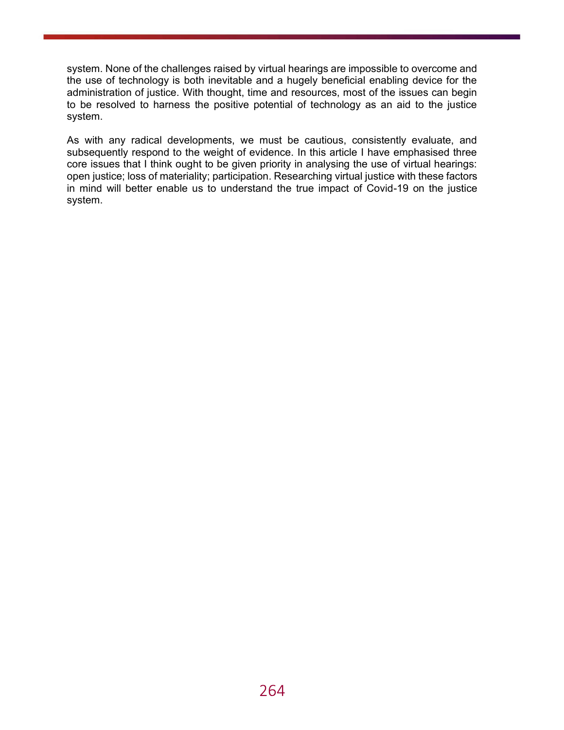system. None of the challenges raised by virtual hearings are impossible to overcome and the use of technology is both inevitable and a hugely beneficial enabling device for the administration of justice. With thought, time and resources, most of the issues can begin to be resolved to harness the positive potential of technology as an aid to the justice system.

As with any radical developments, we must be cautious, consistently evaluate, and subsequently respond to the weight of evidence. In this article I have emphasised three core issues that I think ought to be given priority in analysing the use of virtual hearings: open justice; loss of materiality; participation. Researching virtual justice with these factors in mind will better enable us to understand the true impact of Covid-19 on the justice system.